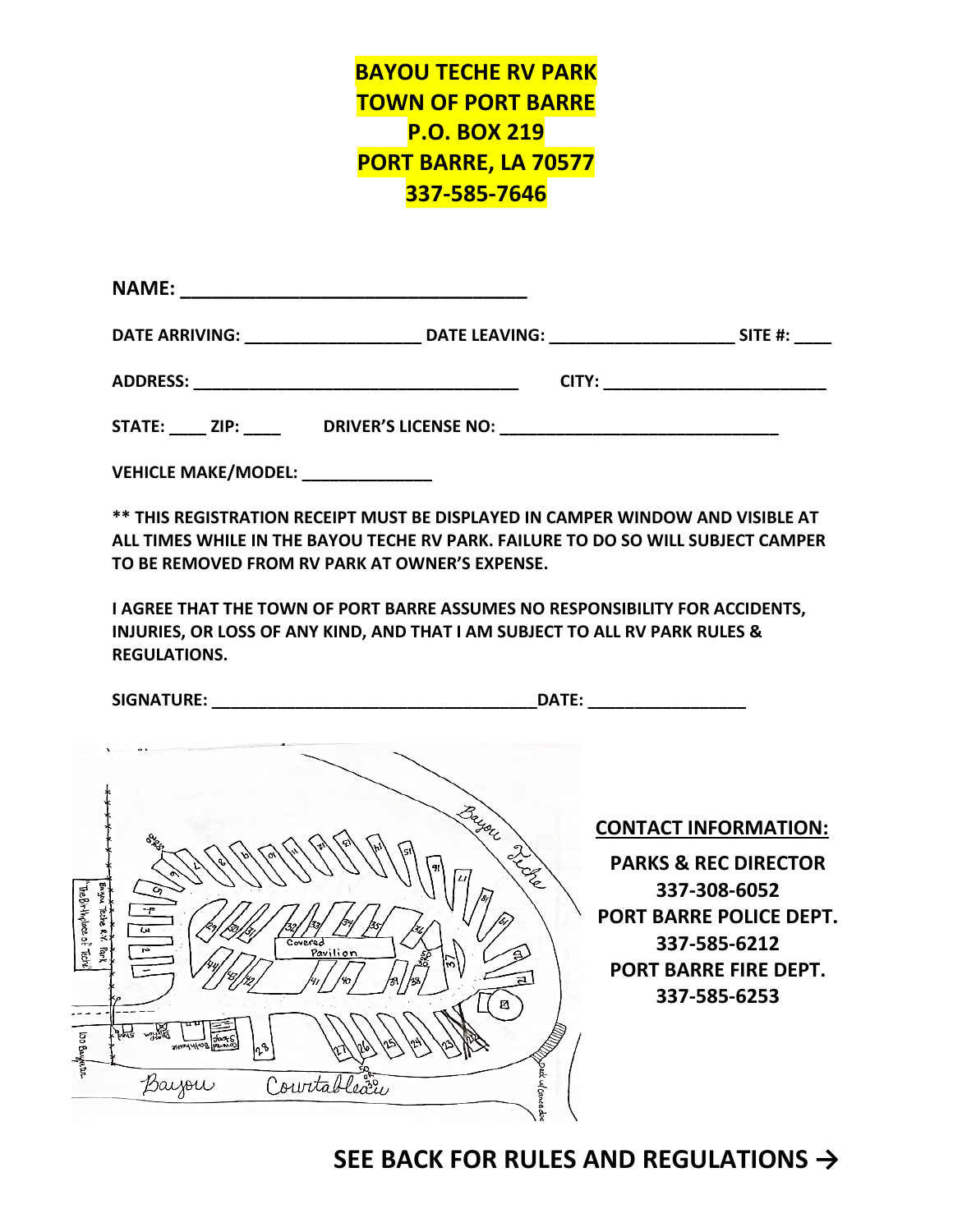**BAYOU TECHE RV PARK**
**TOWN OF PORT BARRE**
**P.O. BOX 219**
**PORT BARRE, LA 70577**
**337-585-7646**

**NAME:** ________________________________

**DATE ARRIVING:** ___________________ **DATE LEAVING:** ____________________ **SITE #:** ____

**ADDRESS:** ___________________________________ **CITY:** ________________________

**STATE:** ____ **ZIP:** ____ **DRIVER'S LICENSE NO:** ______________________________

**VEHICLE MAKE/MODEL:** ______________

**** THIS REGISTRATION RECEIPT MUST BE DISPLAYED IN CAMPER WINDOW AND VISIBLE AT ALL TIMES WHILE IN THE BAYOU TECHE RV PARK. FAILURE TO DO SO WILL SUBJECT CAMPER TO BE REMOVED FROM RV PARK AT OWNER'S EXPENSE.**

**I AGREE THAT THE TOWN OF PORT BARRE ASSUMES NO RESPONSIBILITY FOR ACCIDENTS, INJURIES, OR LOSS OF ANY KIND, AND THAT I AM SUBJECT TO ALL RV PARK RULES & REGULATIONS.**

**SIGNATURE:** ___________________________________**DATE:** _________________

Bayou Teche

Bayou Courtableau

Covered Pavilion

**CONTACT INFORMATION:**

**PARKS & REC DIRECTOR**
**337-308-6052**
**PORT BARRE POLICE DEPT.**
**337-585-6212**
**PORT BARRE FIRE DEPT.**
**337-585-6253**

**SEE BACK FOR RULES AND REGULATIONS →**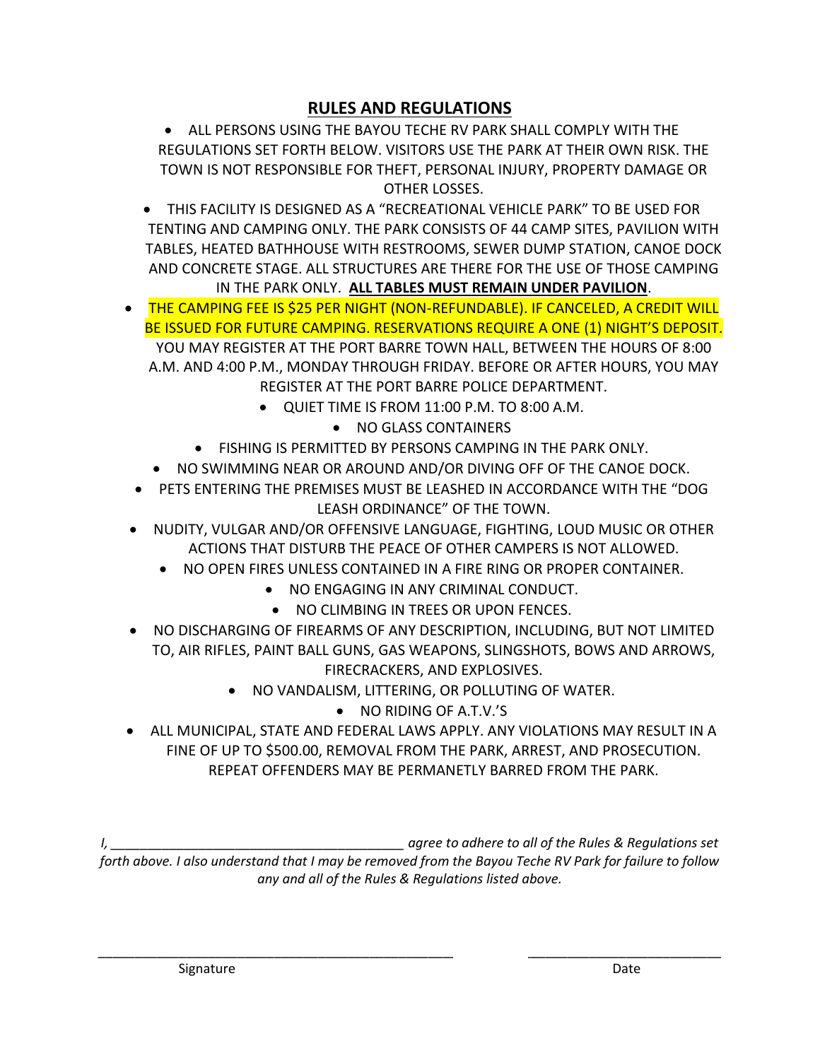## RULES AND REGULATIONS

- ALL PERSONS USING THE BAYOU TECHE RV PARK SHALL COMPLY WITH THE REGULATIONS SET FORTH BELOW. VISITORS USE THE PARK AT THEIR OWN RISK. THE TOWN IS NOT RESPONSIBLE FOR THEFT, PERSONAL INJURY, PROPERTY DAMAGE OR OTHER LOSSES.
- THIS FACILITY IS DESIGNED AS A "RECREATIONAL VEHICLE PARK" TO BE USED FOR TENTING AND CAMPING ONLY. THE PARK CONSISTS OF 44 CAMP SITES, PAVILION WITH TABLES, HEATED BATHHOUSE WITH RESTROOMS, SEWER DUMP STATION, CANOE DOCK AND CONCRETE STAGE. ALL STRUCTURES ARE THERE FOR THE USE OF THOSE CAMPING IN THE PARK ONLY. **ALL TABLES MUST REMAIN UNDER PAVILION**.
- THE CAMPING FEE IS $25 PER NIGHT (NON-REFUNDABLE). IF CANCELED, A CREDIT WILL BE ISSUED FOR FUTURE CAMPING. RESERVATIONS REQUIRE A ONE (1) NIGHT'S DEPOSIT. YOU MAY REGISTER AT THE PORT BARRE TOWN HALL, BETWEEN THE HOURS OF 8:00 A.M. AND 4:00 P.M., MONDAY THROUGH FRIDAY. BEFORE OR AFTER HOURS, YOU MAY REGISTER AT THE PORT BARRE POLICE DEPARTMENT.
- QUIET TIME IS FROM 11:00 P.M. TO 8:00 A.M.
- NO GLASS CONTAINERS
- FISHING IS PERMITTED BY PERSONS CAMPING IN THE PARK ONLY.
- NO SWIMMING NEAR OR AROUND AND/OR DIVING OFF OF THE CANOE DOCK.
- PETS ENTERING THE PREMISES MUST BE LEASHED IN ACCORDANCE WITH THE "DOG LEASH ORDINANCE" OF THE TOWN.
- NUDITY, VULGAR AND/OR OFFENSIVE LANGUAGE, FIGHTING, LOUD MUSIC OR OTHER ACTIONS THAT DISTURB THE PEACE OF OTHER CAMPERS IS NOT ALLOWED.
- NO OPEN FIRES UNLESS CONTAINED IN A FIRE RING OR PROPER CONTAINER.
- NO ENGAGING IN ANY CRIMINAL CONDUCT.
- NO CLIMBING IN TREES OR UPON FENCES.
- NO DISCHARGING OF FIREARMS OF ANY DESCRIPTION, INCLUDING, BUT NOT LIMITED TO, AIR RIFLES, PAINT BALL GUNS, GAS WEAPONS, SLINGSHOTS, BOWS AND ARROWS, FIRECRACKERS, AND EXPLOSIVES.
- NO VANDALISM, LITTERING, OR POLLUTING OF WATER.
- NO RIDING OF A.T.V.'S
- ALL MUNICIPAL, STATE AND FEDERAL LAWS APPLY. ANY VIOLATIONS MAY RESULT IN A FINE OF UP TO $500.00, REMOVAL FROM THE PARK, ARREST, AND PROSECUTION. REPEAT OFFENDERS MAY BE PERMANETLY BARRED FROM THE PARK.

*I, _______________________________________ agree to adhere to all of the Rules & Regulations set forth above. I also understand that I may be removed from the Bayou Teche RV Park for failure to follow any and all of the Rules & Regulations listed above.*

______________________________________________ Signature

_________________________ Date